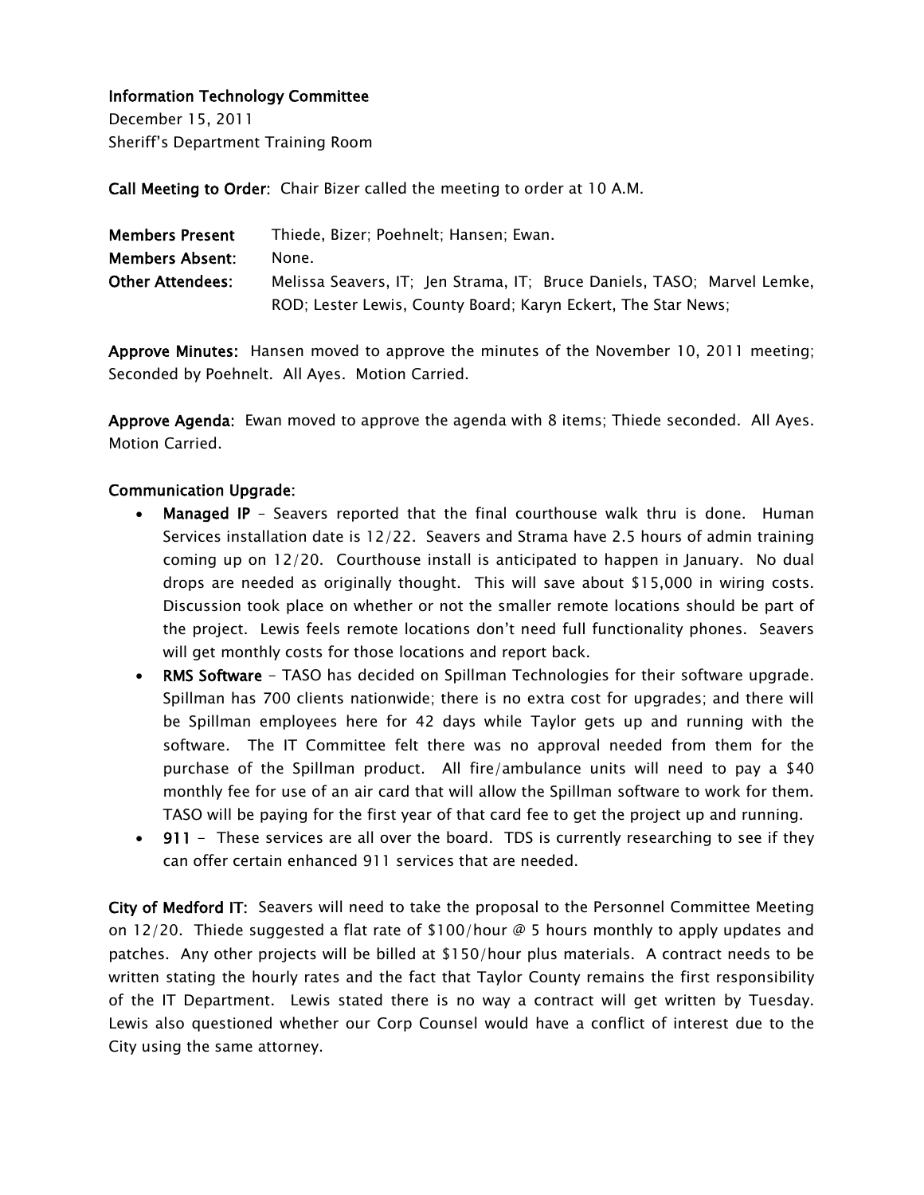**Information Technology Committee**
December 15, 2011
Sheriff's Department Training Room

**Call Meeting to Order**: Chair Bizer called the meeting to order at 10 A.M.

**Members Present** Thiede, Bizer; Poehnelt; Hansen; Ewan.
**Members Absent**: None.
**Other Attendees**: Melissa Seavers, IT; Jen Strama, IT; Bruce Daniels, TASO; Marvel Lemke, ROD; Lester Lewis, County Board; Karyn Eckert, The Star News;

**Approve Minutes**: Hansen moved to approve the minutes of the November 10, 2011 meeting; Seconded by Poehnelt. All Ayes. Motion Carried.

**Approve Agenda**: Ewan moved to approve the agenda with 8 items; Thiede seconded. All Ayes. Motion Carried.

**Communication Upgrade**:

- **Managed IP** – Seavers reported that the final courthouse walk thru is done. Human Services installation date is 12/22. Seavers and Strama have 2.5 hours of admin training coming up on 12/20. Courthouse install is anticipated to happen in January. No dual drops are needed as originally thought. This will save about $15,000 in wiring costs. Discussion took place on whether or not the smaller remote locations should be part of the project. Lewis feels remote locations don't need full functionality phones. Seavers will get monthly costs for those locations and report back.
- **RMS Software** - TASO has decided on Spillman Technologies for their software upgrade. Spillman has 700 clients nationwide; there is no extra cost for upgrades; and there will be Spillman employees here for 42 days while Taylor gets up and running with the software. The IT Committee felt there was no approval needed from them for the purchase of the Spillman product. All fire/ambulance units will need to pay a $40 monthly fee for use of an air card that will allow the Spillman software to work for them. TASO will be paying for the first year of that card fee to get the project up and running.
- **911** - These services are all over the board. TDS is currently researching to see if they can offer certain enhanced 911 services that are needed.

**City of Medford IT**: Seavers will need to take the proposal to the Personnel Committee Meeting on 12/20. Thiede suggested a flat rate of $100/hour @ 5 hours monthly to apply updates and patches. Any other projects will be billed at $150/hour plus materials. A contract needs to be written stating the hourly rates and the fact that Taylor County remains the first responsibility of the IT Department. Lewis stated there is no way a contract will get written by Tuesday. Lewis also questioned whether our Corp Counsel would have a conflict of interest due to the City using the same attorney.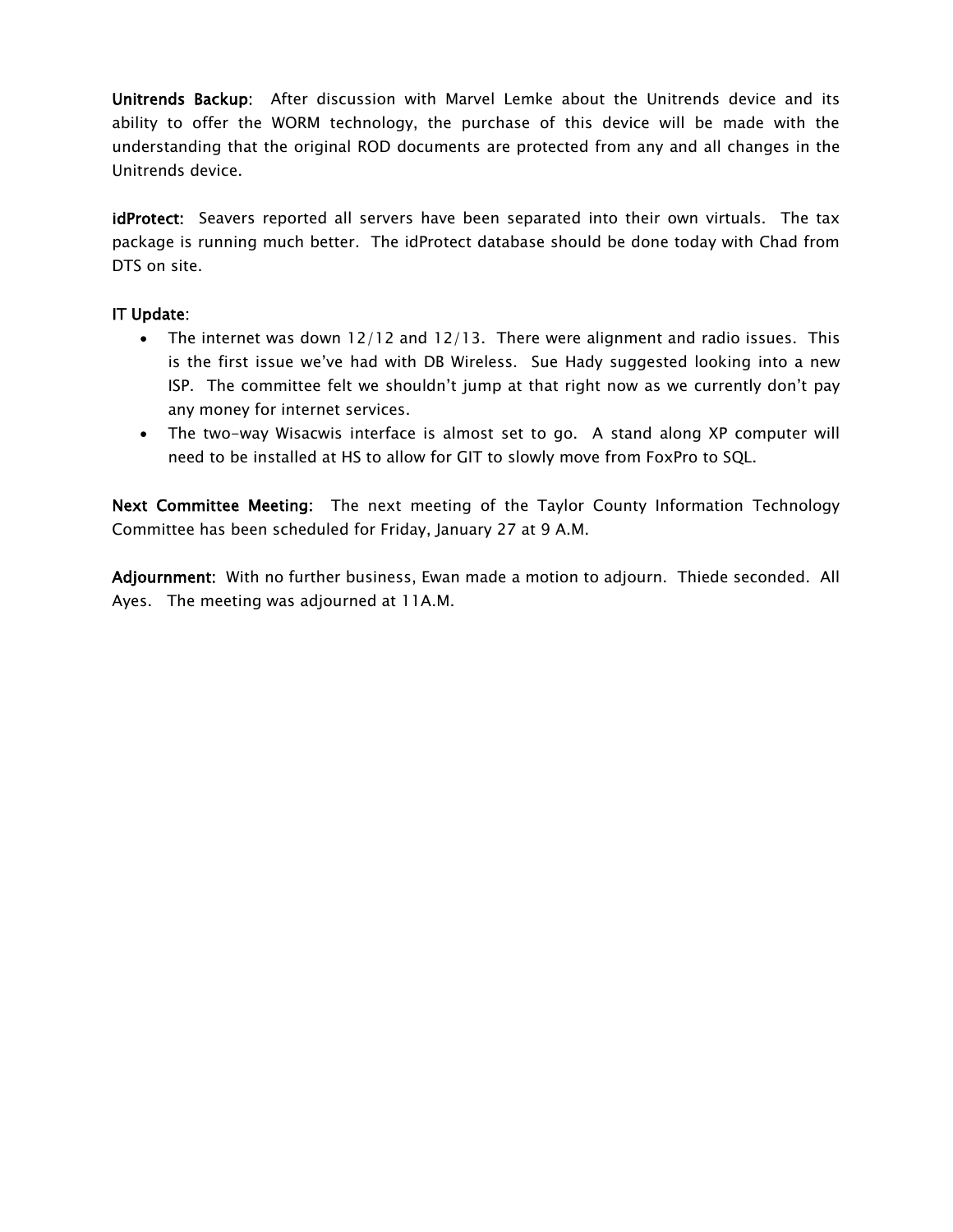**Unitrends Backup**: After discussion with Marvel Lemke about the Unitrends device and its ability to offer the WORM technology, the purchase of this device will be made with the understanding that the original ROD documents are protected from any and all changes in the Unitrends device.

**idProtect:** Seavers reported all servers have been separated into their own virtuals. The tax package is running much better. The idProtect database should be done today with Chad from DTS on site.

**IT Update**:

- The internet was down 12/12 and 12/13. There were alignment and radio issues. This is the first issue we've had with DB Wireless. Sue Hady suggested looking into a new ISP. The committee felt we shouldn't jump at that right now as we currently don't pay any money for internet services.
- The two-way Wisacwis interface is almost set to go. A stand along XP computer will need to be installed at HS to allow for GIT to slowly move from FoxPro to SQL.

**Next Committee Meeting:** The next meeting of the Taylor County Information Technology Committee has been scheduled for Friday, January 27 at 9 A.M.

**Adjournment:** With no further business, Ewan made a motion to adjourn. Thiede seconded. All Ayes. The meeting was adjourned at 11A.M.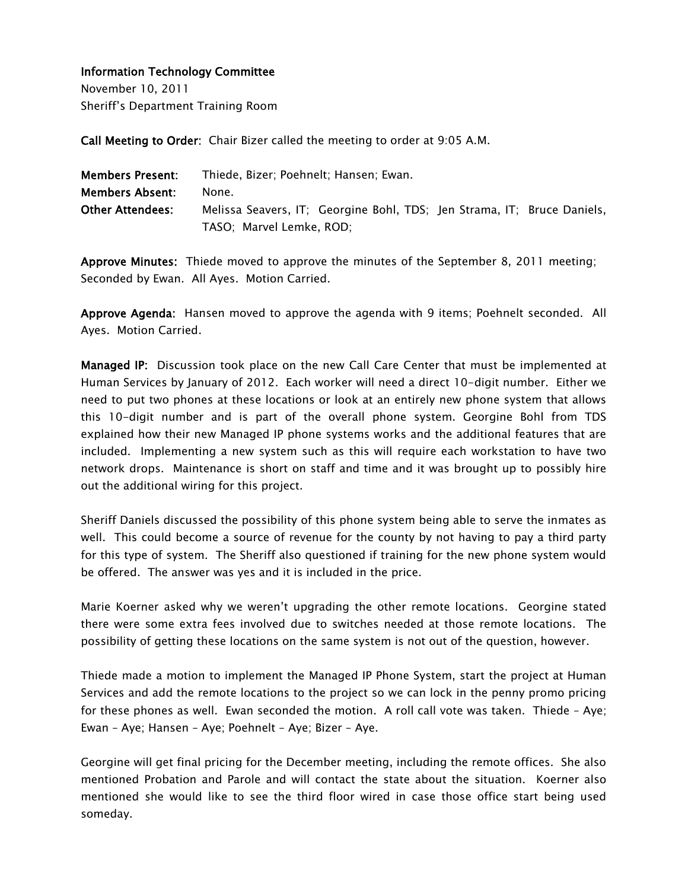**Information Technology Committee**
November 10, 2011
Sheriff's Department Training Room

**Call Meeting to Order:** Chair Bizer called the meeting to order at 9:05 A.M.

**Members Present:** Thiede, Bizer; Poehnelt; Hansen; Ewan.
**Members Absent:** None.
**Other Attendees:** Melissa Seavers, IT; Georgine Bohl, TDS; Jen Strama, IT; Bruce Daniels, TASO; Marvel Lemke, ROD;

**Approve Minutes:** Thiede moved to approve the minutes of the September 8, 2011 meeting; Seconded by Ewan. All Ayes. Motion Carried.

**Approve Agenda:** Hansen moved to approve the agenda with 9 items; Poehnelt seconded. All Ayes. Motion Carried.

**Managed IP:** Discussion took place on the new Call Care Center that must be implemented at Human Services by January of 2012. Each worker will need a direct 10-digit number. Either we need to put two phones at these locations or look at an entirely new phone system that allows this 10-digit number and is part of the overall phone system. Georgine Bohl from TDS explained how their new Managed IP phone systems works and the additional features that are included. Implementing a new system such as this will require each workstation to have two network drops. Maintenance is short on staff and time and it was brought up to possibly hire out the additional wiring for this project.

Sheriff Daniels discussed the possibility of this phone system being able to serve the inmates as well. This could become a source of revenue for the county by not having to pay a third party for this type of system. The Sheriff also questioned if training for the new phone system would be offered. The answer was yes and it is included in the price.

Marie Koerner asked why we weren't upgrading the other remote locations. Georgine stated there were some extra fees involved due to switches needed at those remote locations. The possibility of getting these locations on the same system is not out of the question, however.

Thiede made a motion to implement the Managed IP Phone System, start the project at Human Services and add the remote locations to the project so we can lock in the penny promo pricing for these phones as well. Ewan seconded the motion. A roll call vote was taken. Thiede – Aye; Ewan – Aye; Hansen – Aye; Poehnelt – Aye; Bizer – Aye.

Georgine will get final pricing for the December meeting, including the remote offices. She also mentioned Probation and Parole and will contact the state about the situation. Koerner also mentioned she would like to see the third floor wired in case those office start being used someday.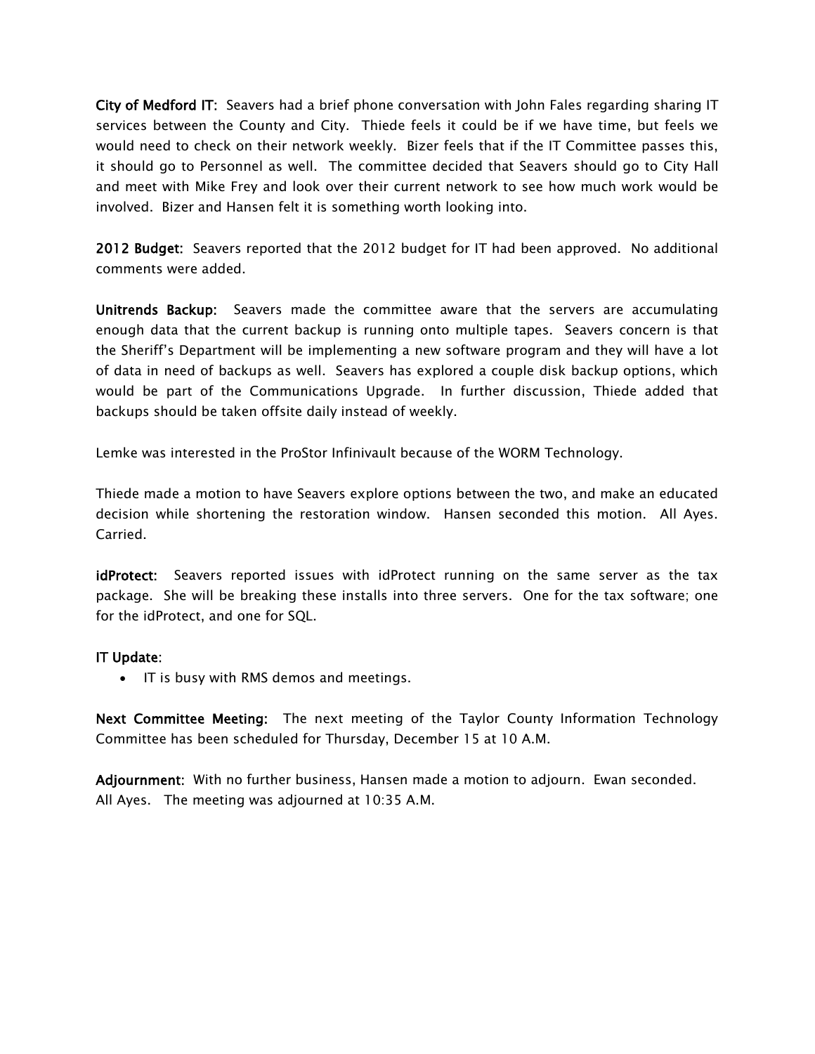**City of Medford IT**: Seavers had a brief phone conversation with John Fales regarding sharing IT services between the County and City. Thiede feels it could be if we have time, but feels we would need to check on their network weekly. Bizer feels that if the IT Committee passes this, it should go to Personnel as well. The committee decided that Seavers should go to City Hall and meet with Mike Frey and look over their current network to see how much work would be involved. Bizer and Hansen felt it is something worth looking into.

**2012 Budget**: Seavers reported that the 2012 budget for IT had been approved. No additional comments were added.

**Unitrends Backup**: Seavers made the committee aware that the servers are accumulating enough data that the current backup is running onto multiple tapes. Seavers concern is that the Sheriff's Department will be implementing a new software program and they will have a lot of data in need of backups as well. Seavers has explored a couple disk backup options, which would be part of the Communications Upgrade. In further discussion, Thiede added that backups should be taken offsite daily instead of weekly.

Lemke was interested in the ProStor Infinivault because of the WORM Technology.

Thiede made a motion to have Seavers explore options between the two, and make an educated decision while shortening the restoration window. Hansen seconded this motion. All Ayes. Carried.

**idProtect**: Seavers reported issues with idProtect running on the same server as the tax package. She will be breaking these installs into three servers. One for the tax software; one for the idProtect, and one for SQL.

**IT Update**:

- IT is busy with RMS demos and meetings.

**Next Committee Meeting**: The next meeting of the Taylor County Information Technology Committee has been scheduled for Thursday, December 15 at 10 A.M.

**Adjournment**: With no further business, Hansen made a motion to adjourn. Ewan seconded. All Ayes. The meeting was adjourned at 10:35 A.M.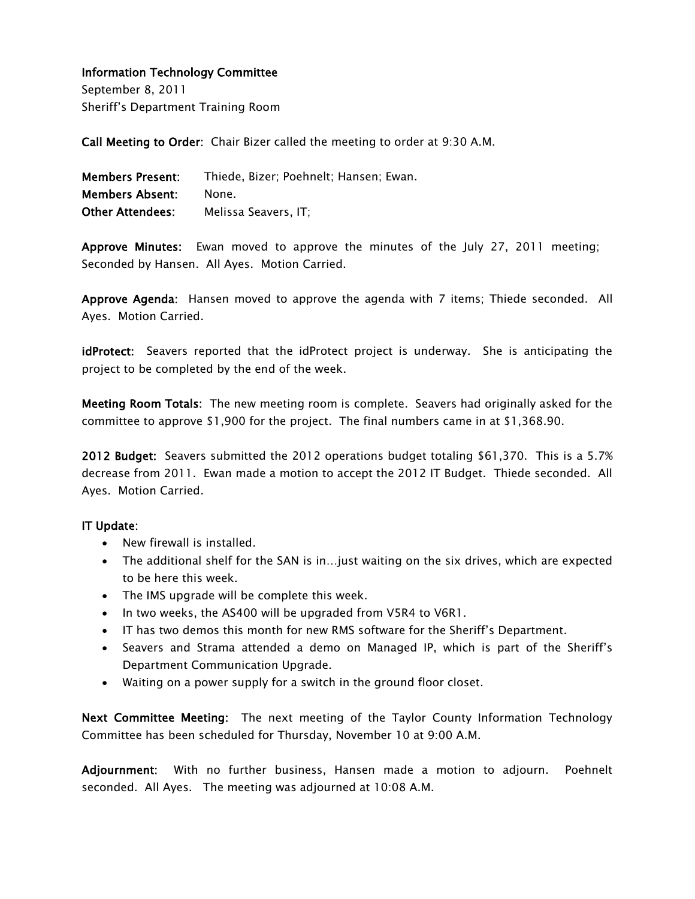**Information Technology Committee**
September 8, 2011
Sheriff's Department Training Room

**Call Meeting to Order:** Chair Bizer called the meeting to order at 9:30 A.M.

**Members Present:** Thiede, Bizer; Poehnelt; Hansen; Ewan.
**Members Absent:** None.
**Other Attendees:** Melissa Seavers, IT;

**Approve Minutes:** Ewan moved to approve the minutes of the July 27, 2011 meeting; Seconded by Hansen. All Ayes. Motion Carried.

**Approve Agenda:** Hansen moved to approve the agenda with 7 items; Thiede seconded. All Ayes. Motion Carried.

**idProtect:** Seavers reported that the idProtect project is underway. She is anticipating the project to be completed by the end of the week.

**Meeting Room Totals:** The new meeting room is complete. Seavers had originally asked for the committee to approve $1,900 for the project. The final numbers came in at $1,368.90.

**2012 Budget:** Seavers submitted the 2012 operations budget totaling $61,370. This is a 5.7% decrease from 2011. Ewan made a motion to accept the 2012 IT Budget. Thiede seconded. All Ayes. Motion Carried.

**IT Update:**

- New firewall is installed.
- The additional shelf for the SAN is in…just waiting on the six drives, which are expected to be here this week.
- The IMS upgrade will be complete this week.
- In two weeks, the AS400 will be upgraded from V5R4 to V6R1.
- IT has two demos this month for new RMS software for the Sheriff's Department.
- Seavers and Strama attended a demo on Managed IP, which is part of the Sheriff's Department Communication Upgrade.
- Waiting on a power supply for a switch in the ground floor closet.

**Next Committee Meeting:** The next meeting of the Taylor County Information Technology Committee has been scheduled for Thursday, November 10 at 9:00 A.M.

**Adjournment:** With no further business, Hansen made a motion to adjourn. Poehnelt seconded. All Ayes. The meeting was adjourned at 10:08 A.M.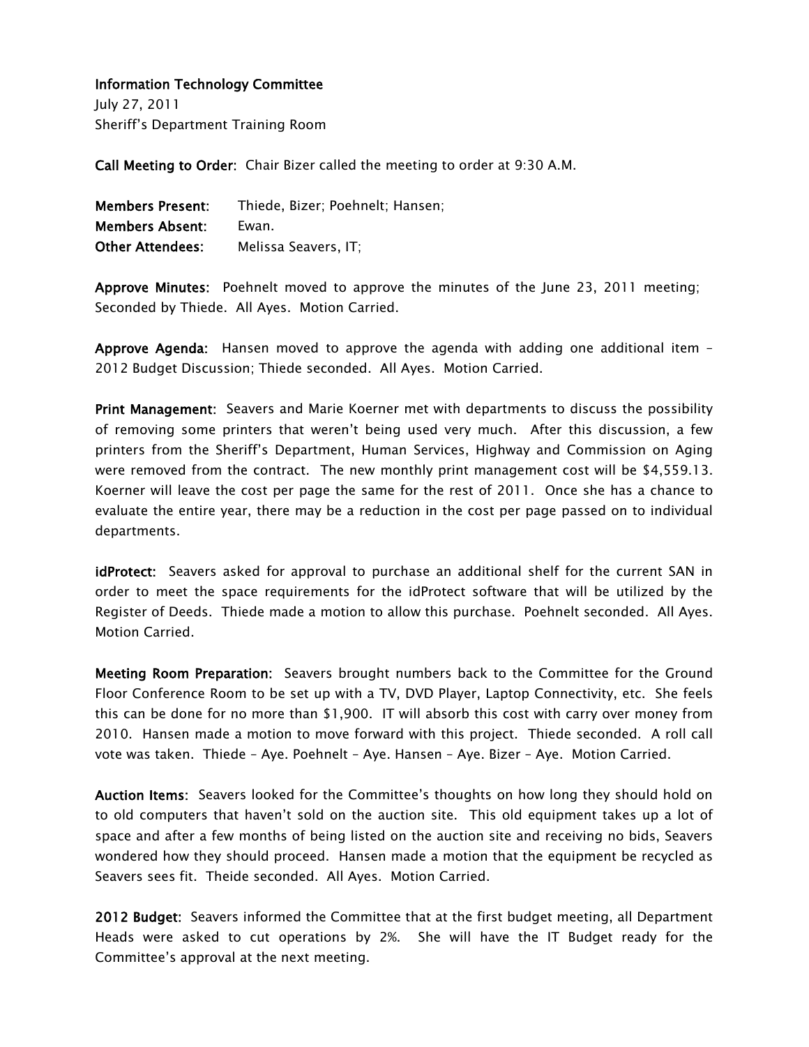**Information Technology Committee**
July 27, 2011
Sheriff's Department Training Room

**Call Meeting to Order:** Chair Bizer called the meeting to order at 9:30 A.M.

**Members Present:** Thiede, Bizer; Poehnelt; Hansen;
**Members Absent:** Ewan.
**Other Attendees:** Melissa Seavers, IT;

**Approve Minutes:** Poehnelt moved to approve the minutes of the June 23, 2011 meeting; Seconded by Thiede. All Ayes. Motion Carried.

**Approve Agenda:** Hansen moved to approve the agenda with adding one additional item – 2012 Budget Discussion; Thiede seconded. All Ayes. Motion Carried.

**Print Management:** Seavers and Marie Koerner met with departments to discuss the possibility of removing some printers that weren't being used very much. After this discussion, a few printers from the Sheriff's Department, Human Services, Highway and Commission on Aging were removed from the contract. The new monthly print management cost will be $4,559.13. Koerner will leave the cost per page the same for the rest of 2011. Once she has a chance to evaluate the entire year, there may be a reduction in the cost per page passed on to individual departments.

**idProtect:** Seavers asked for approval to purchase an additional shelf for the current SAN in order to meet the space requirements for the idProtect software that will be utilized by the Register of Deeds. Thiede made a motion to allow this purchase. Poehnelt seconded. All Ayes. Motion Carried.

**Meeting Room Preparation:** Seavers brought numbers back to the Committee for the Ground Floor Conference Room to be set up with a TV, DVD Player, Laptop Connectivity, etc. She feels this can be done for no more than $1,900. IT will absorb this cost with carry over money from 2010. Hansen made a motion to move forward with this project. Thiede seconded. A roll call vote was taken. Thiede – Aye. Poehnelt – Aye. Hansen – Aye. Bizer – Aye. Motion Carried.

**Auction Items:** Seavers looked for the Committee's thoughts on how long they should hold on to old computers that haven't sold on the auction site. This old equipment takes up a lot of space and after a few months of being listed on the auction site and receiving no bids, Seavers wondered how they should proceed. Hansen made a motion that the equipment be recycled as Seavers sees fit. Theide seconded. All Ayes. Motion Carried.

**2012 Budget:** Seavers informed the Committee that at the first budget meeting, all Department Heads were asked to cut operations by 2%. She will have the IT Budget ready for the Committee's approval at the next meeting.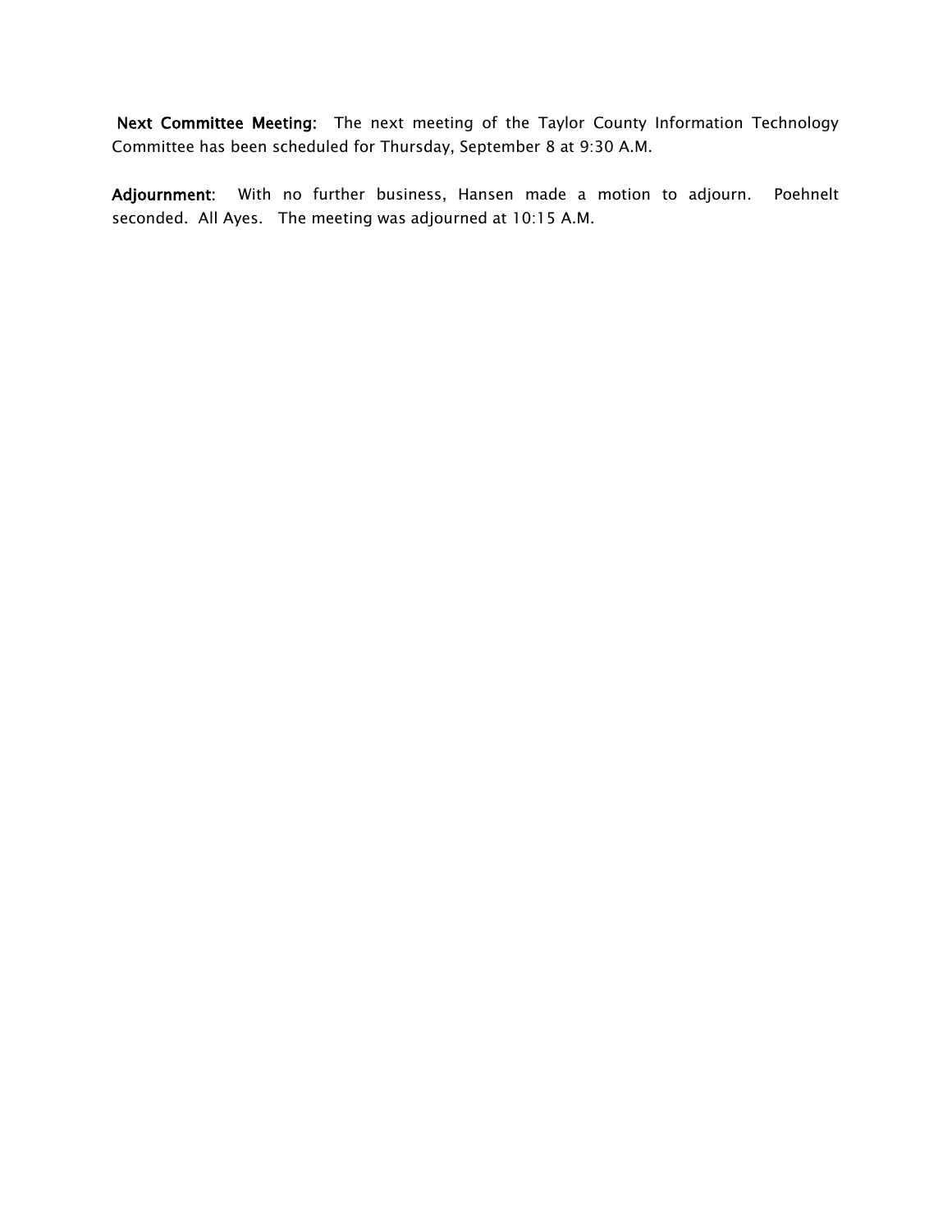**Next Committee Meeting:** The next meeting of the Taylor County Information Technology Committee has been scheduled for Thursday, September 8 at 9:30 A.M.

**Adjournment:** With no further business, Hansen made a motion to adjourn. Poehnelt seconded. All Ayes. The meeting was adjourned at 10:15 A.M.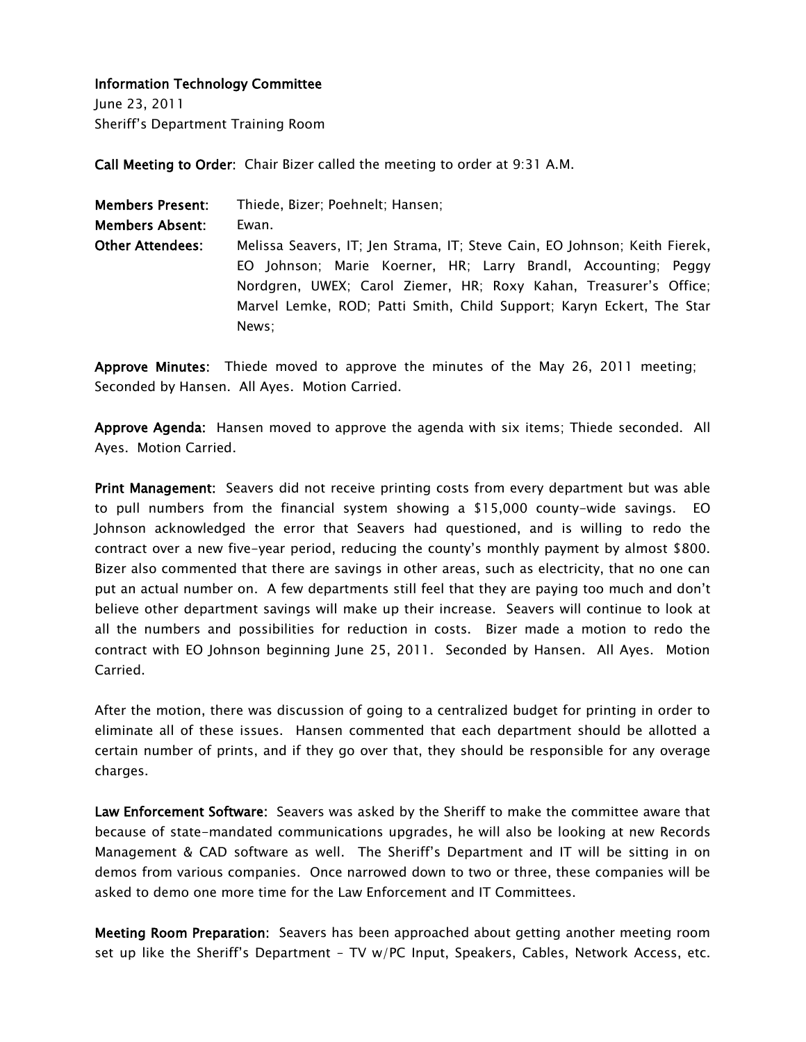**Information Technology Committee**

June 23, 2011

Sheriff's Department Training Room

**Call Meeting to Order:** Chair Bizer called the meeting to order at 9:31 A.M.

**Members Present:** Thiede, Bizer; Poehnelt; Hansen;

**Members Absent:** Ewan.

**Other Attendees:** Melissa Seavers, IT; Jen Strama, IT; Steve Cain, EO Johnson; Keith Fierek, EO Johnson; Marie Koerner, HR; Larry Brandl, Accounting; Peggy Nordgren, UWEX; Carol Ziemer, HR; Roxy Kahan, Treasurer's Office; Marvel Lemke, ROD; Patti Smith, Child Support; Karyn Eckert, The Star News;

**Approve Minutes:** Thiede moved to approve the minutes of the May 26, 2011 meeting; Seconded by Hansen. All Ayes. Motion Carried.

**Approve Agenda:** Hansen moved to approve the agenda with six items; Thiede seconded. All Ayes. Motion Carried.

**Print Management:** Seavers did not receive printing costs from every department but was able to pull numbers from the financial system showing a $15,000 county-wide savings. EO Johnson acknowledged the error that Seavers had questioned, and is willing to redo the contract over a new five-year period, reducing the county's monthly payment by almost $800. Bizer also commented that there are savings in other areas, such as electricity, that no one can put an actual number on. A few departments still feel that they are paying too much and don't believe other department savings will make up their increase. Seavers will continue to look at all the numbers and possibilities for reduction in costs. Bizer made a motion to redo the contract with EO Johnson beginning June 25, 2011. Seconded by Hansen. All Ayes. Motion Carried.

After the motion, there was discussion of going to a centralized budget for printing in order to eliminate all of these issues. Hansen commented that each department should be allotted a certain number of prints, and if they go over that, they should be responsible for any overage charges.

**Law Enforcement Software:** Seavers was asked by the Sheriff to make the committee aware that because of state-mandated communications upgrades, he will also be looking at new Records Management & CAD software as well. The Sheriff's Department and IT will be sitting in on demos from various companies. Once narrowed down to two or three, these companies will be asked to demo one more time for the Law Enforcement and IT Committees.

**Meeting Room Preparation:** Seavers has been approached about getting another meeting room set up like the Sheriff's Department - TV w/PC Input, Speakers, Cables, Network Access, etc.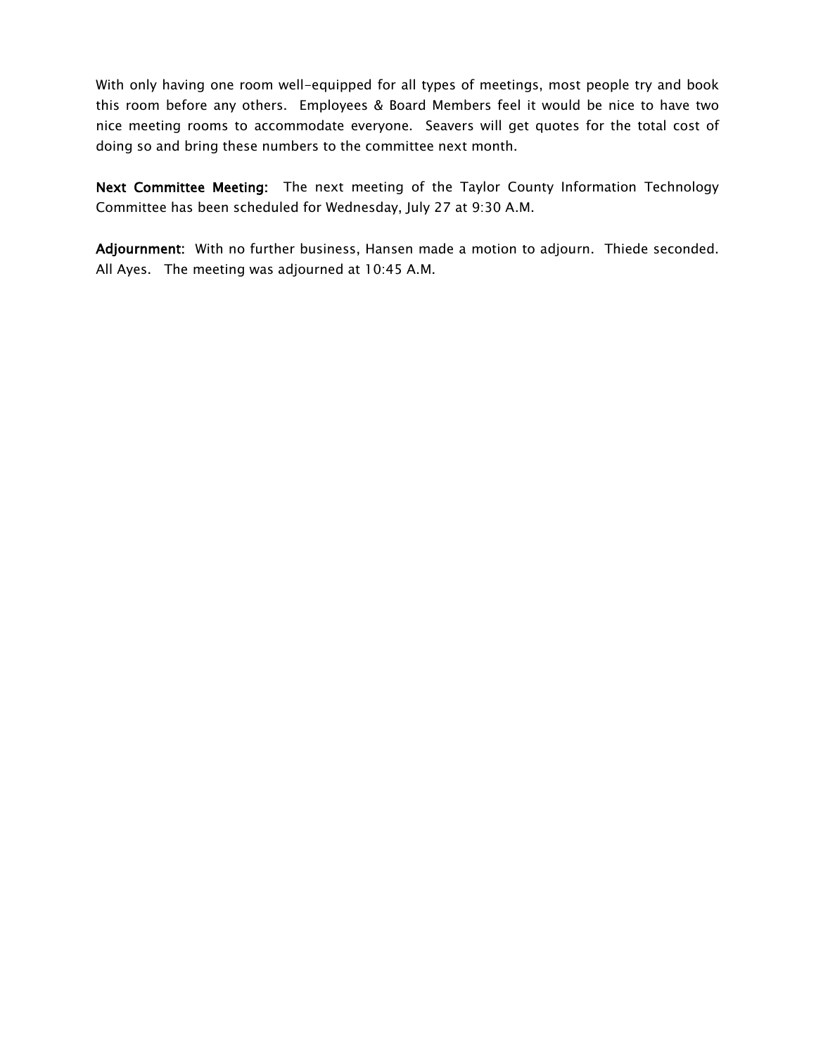With only having one room well-equipped for all types of meetings, most people try and book this room before any others. Employees & Board Members feel it would be nice to have two nice meeting rooms to accommodate everyone. Seavers will get quotes for the total cost of doing so and bring these numbers to the committee next month.

**Next Committee Meeting:** The next meeting of the Taylor County Information Technology Committee has been scheduled for Wednesday, July 27 at 9:30 A.M.

**Adjournment:** With no further business, Hansen made a motion to adjourn. Thiede seconded. All Ayes. The meeting was adjourned at 10:45 A.M.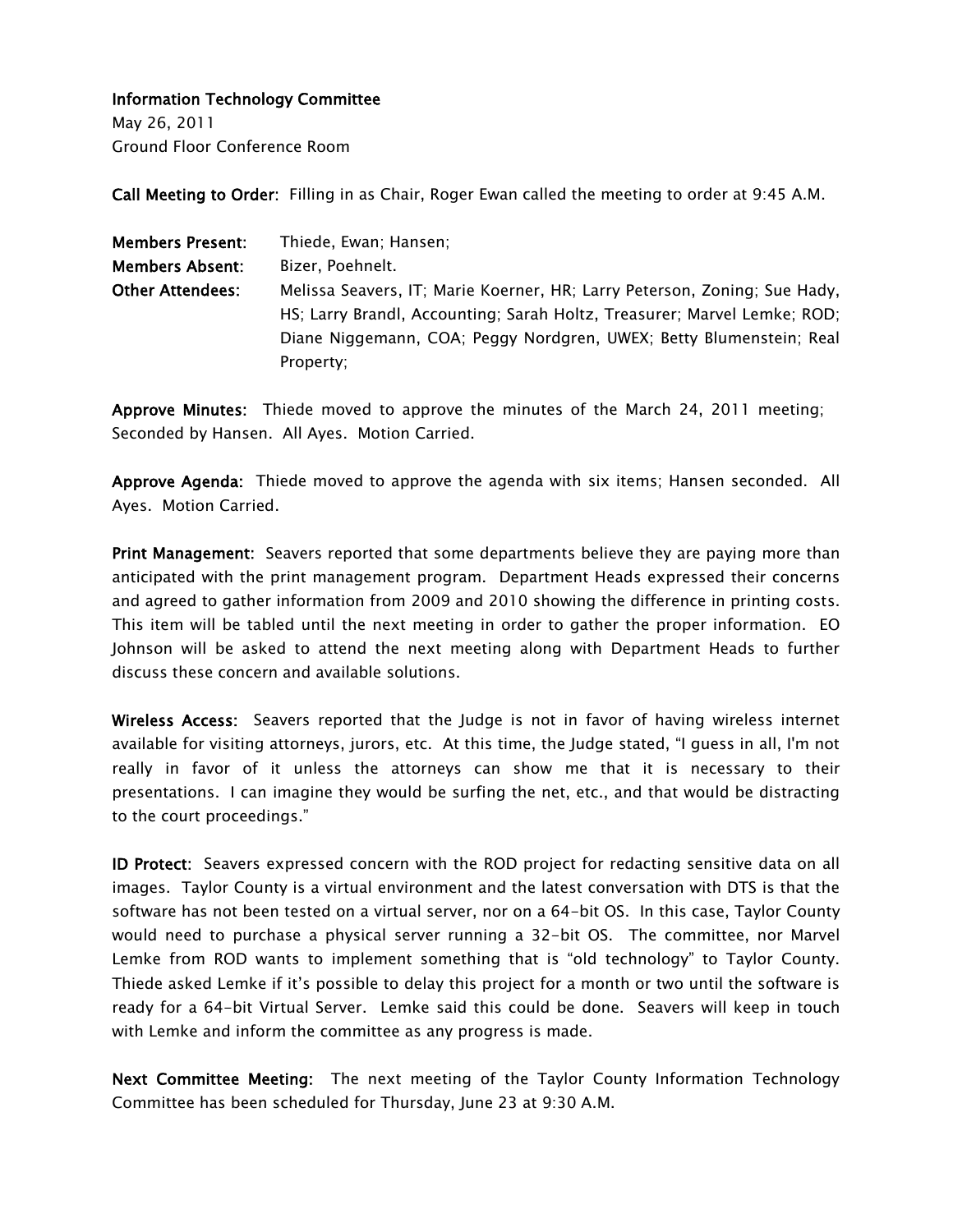**Information Technology Committee**
May 26, 2011
Ground Floor Conference Room

**Call Meeting to Order:** Filling in as Chair, Roger Ewan called the meeting to order at 9:45 A.M.

**Members Present:** Thiede, Ewan; Hansen;
**Members Absent:** Bizer, Poehnelt.
**Other Attendees:** Melissa Seavers, IT; Marie Koerner, HR; Larry Peterson, Zoning; Sue Hady, HS; Larry Brandl, Accounting; Sarah Holtz, Treasurer; Marvel Lemke; ROD; Diane Niggemann, COA; Peggy Nordgren, UWEX; Betty Blumenstein; Real Property;

**Approve Minutes:** Thiede moved to approve the minutes of the March 24, 2011 meeting; Seconded by Hansen. All Ayes. Motion Carried.

**Approve Agenda:** Thiede moved to approve the agenda with six items; Hansen seconded. All Ayes. Motion Carried.

**Print Management:** Seavers reported that some departments believe they are paying more than anticipated with the print management program. Department Heads expressed their concerns and agreed to gather information from 2009 and 2010 showing the difference in printing costs. This item will be tabled until the next meeting in order to gather the proper information. EO Johnson will be asked to attend the next meeting along with Department Heads to further discuss these concern and available solutions.

**Wireless Access:** Seavers reported that the Judge is not in favor of having wireless internet available for visiting attorneys, jurors, etc. At this time, the Judge stated, "I guess in all, I'm not really in favor of it unless the attorneys can show me that it is necessary to their presentations. I can imagine they would be surfing the net, etc., and that would be distracting to the court proceedings."

**ID Protect:** Seavers expressed concern with the ROD project for redacting sensitive data on all images. Taylor County is a virtual environment and the latest conversation with DTS is that the software has not been tested on a virtual server, nor on a 64-bit OS. In this case, Taylor County would need to purchase a physical server running a 32-bit OS. The committee, nor Marvel Lemke from ROD wants to implement something that is "old technology" to Taylor County. Thiede asked Lemke if it's possible to delay this project for a month or two until the software is ready for a 64-bit Virtual Server. Lemke said this could be done. Seavers will keep in touch with Lemke and inform the committee as any progress is made.

**Next Committee Meeting:** The next meeting of the Taylor County Information Technology Committee has been scheduled for Thursday, June 23 at 9:30 A.M.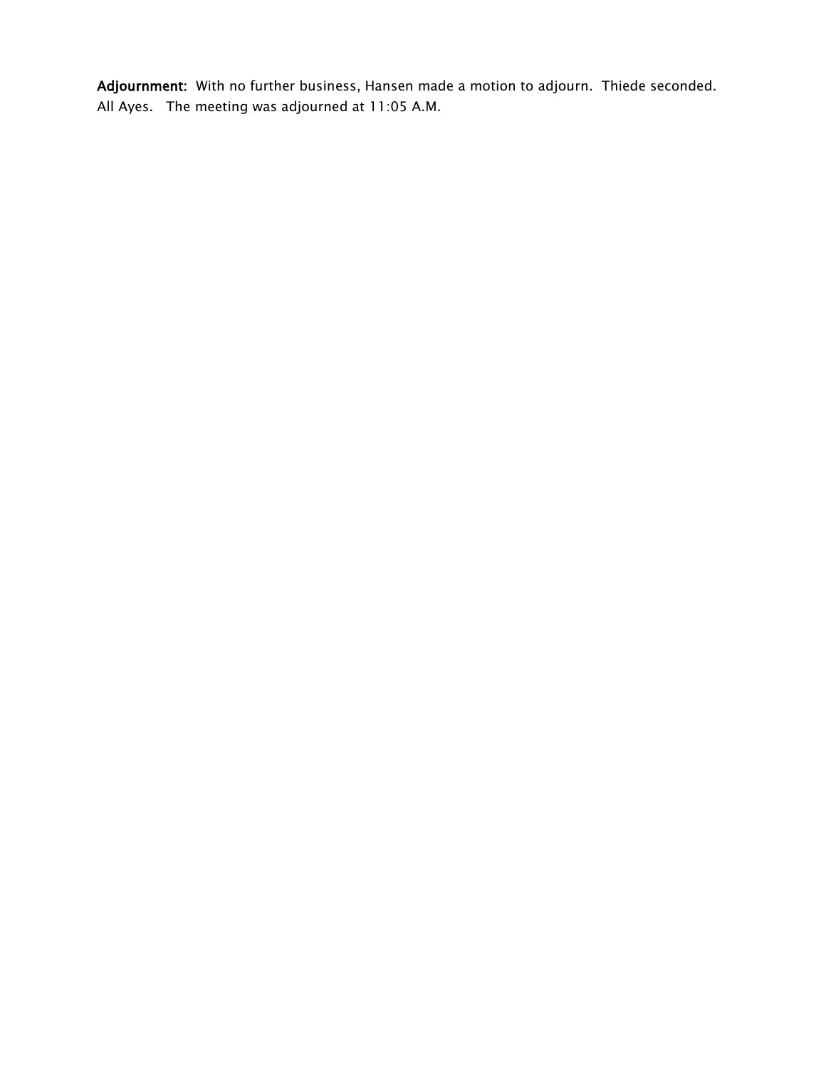**Adjournment**: With no further business, Hansen made a motion to adjourn. Thiede seconded. All Ayes. The meeting was adjourned at 11:05 A.M.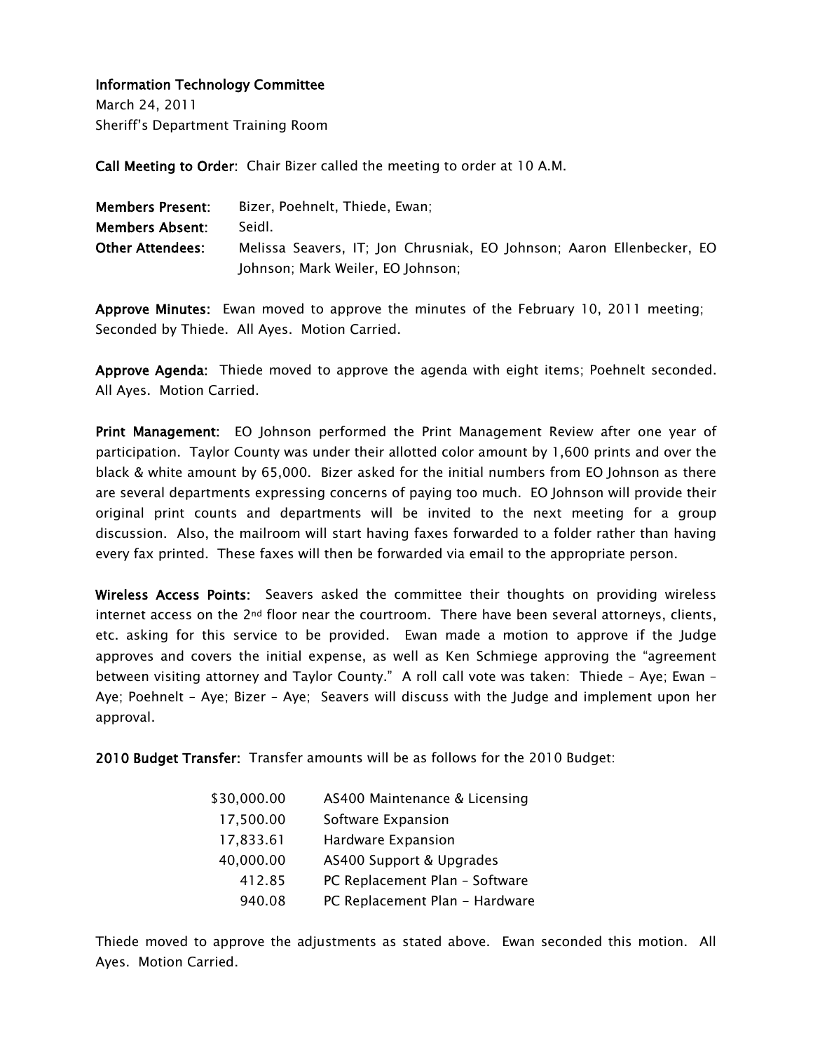**Information Technology Committee**
March 24, 2011
Sheriff's Department Training Room

**Call Meeting to Order:** Chair Bizer called the meeting to order at 10 A.M.

**Members Present:** Bizer, Poehnelt, Thiede, Ewan;
**Members Absent:** Seidl.
**Other Attendees:** Melissa Seavers, IT; Jon Chrusniak, EO Johnson; Aaron Ellenbecker, EO Johnson; Mark Weiler, EO Johnson;

**Approve Minutes:** Ewan moved to approve the minutes of the February 10, 2011 meeting; Seconded by Thiede. All Ayes. Motion Carried.

**Approve Agenda:** Thiede moved to approve the agenda with eight items; Poehnelt seconded. All Ayes. Motion Carried.

**Print Management:** EO Johnson performed the Print Management Review after one year of participation. Taylor County was under their allotted color amount by 1,600 prints and over the black & white amount by 65,000. Bizer asked for the initial numbers from EO Johnson as there are several departments expressing concerns of paying too much. EO Johnson will provide their original print counts and departments will be invited to the next meeting for a group discussion. Also, the mailroom will start having faxes forwarded to a folder rather than having every fax printed. These faxes will then be forwarded via email to the appropriate person.

**Wireless Access Points:** Seavers asked the committee their thoughts on providing wireless internet access on the 2nd floor near the courtroom. There have been several attorneys, clients, etc. asking for this service to be provided. Ewan made a motion to approve if the Judge approves and covers the initial expense, as well as Ken Schmiege approving the "agreement between visiting attorney and Taylor County." A roll call vote was taken: Thiede – Aye; Ewan – Aye; Poehnelt – Aye; Bizer – Aye; Seavers will discuss with the Judge and implement upon her approval.

**2010 Budget Transfer:** Transfer amounts will be as follows for the 2010 Budget:

| | |
|---|---|
| $30,000.00 | AS400 Maintenance & Licensing |
| 17,500.00 | Software Expansion |
| 17,833.61 | Hardware Expansion |
| 40,000.00 | AS400 Support & Upgrades |
| 412.85 | PC Replacement Plan – Software |
| 940.08 | PC Replacement Plan - Hardware |

Thiede moved to approve the adjustments as stated above. Ewan seconded this motion. All Ayes. Motion Carried.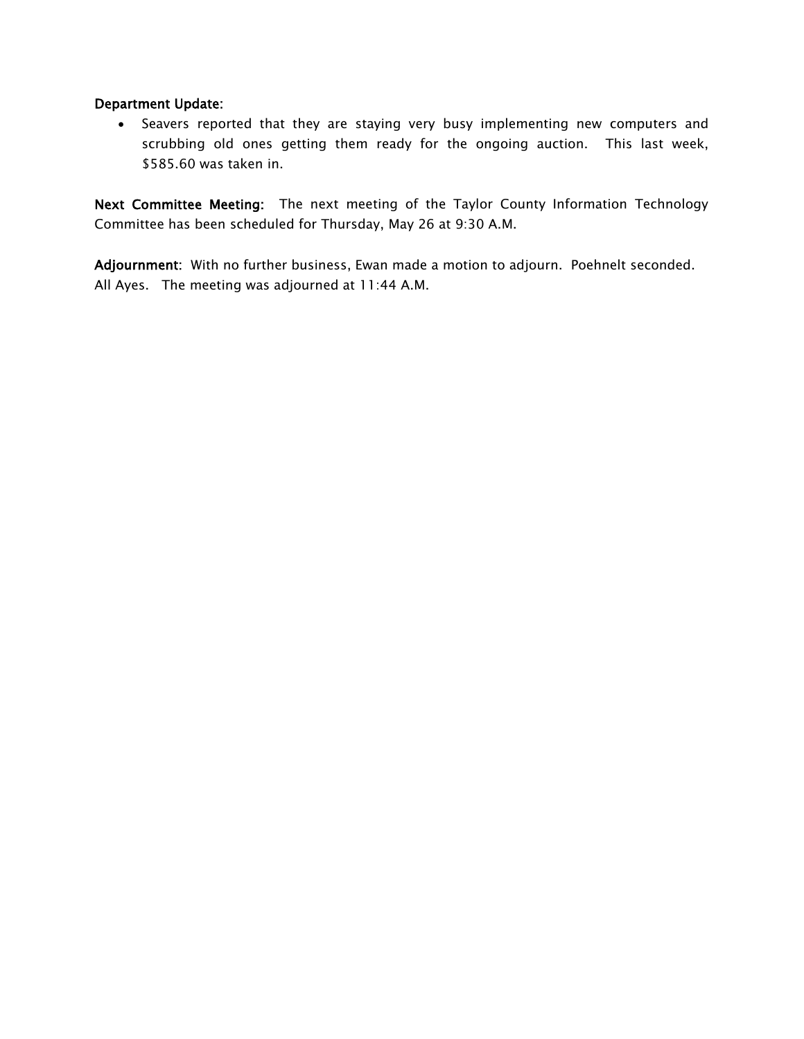**Department Update:**

- Seavers reported that they are staying very busy implementing new computers and scrubbing old ones getting them ready for the ongoing auction. This last week, $585.60 was taken in.

**Next Committee Meeting:** The next meeting of the Taylor County Information Technology Committee has been scheduled for Thursday, May 26 at 9:30 A.M.

**Adjournment:** With no further business, Ewan made a motion to adjourn. Poehnelt seconded. All Ayes. The meeting was adjourned at 11:44 A.M.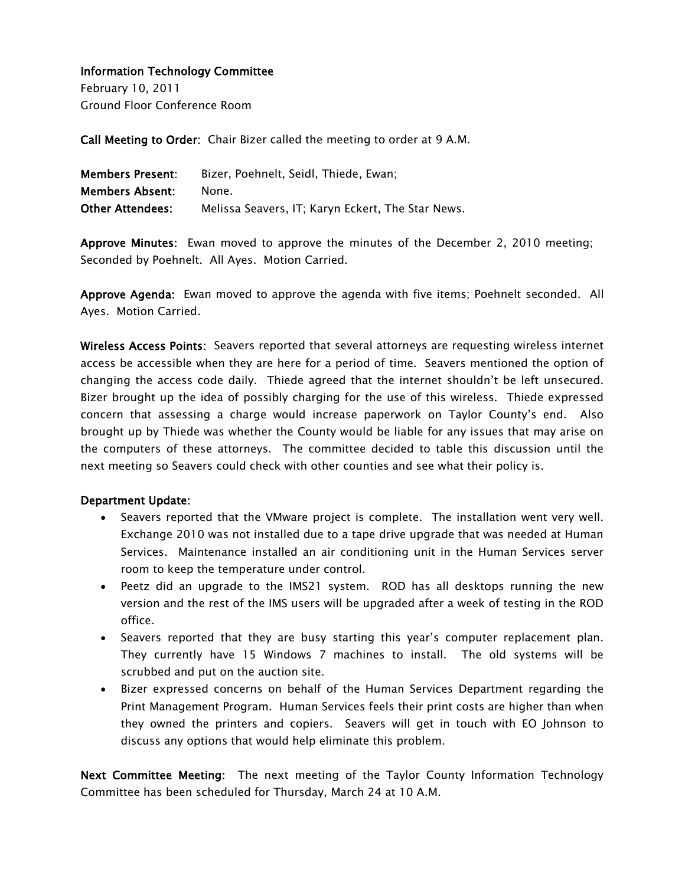**Information Technology Committee**
February 10, 2011
Ground Floor Conference Room

**Call Meeting to Order:** Chair Bizer called the meeting to order at 9 A.M.

| **Members Present:** | Bizer, Poehnelt, Seidl, Thiede, Ewan; |
|---|---|
| **Members Absent:** | None. |
| **Other Attendees:** | Melissa Seavers, IT; Karyn Eckert, The Star News. |

**Approve Minutes:** Ewan moved to approve the minutes of the December 2, 2010 meeting; Seconded by Poehnelt. All Ayes. Motion Carried.

**Approve Agenda:** Ewan moved to approve the agenda with five items; Poehnelt seconded. All Ayes. Motion Carried.

**Wireless Access Points:** Seavers reported that several attorneys are requesting wireless internet access be accessible when they are here for a period of time. Seavers mentioned the option of changing the access code daily. Thiede agreed that the internet shouldn't be left unsecured. Bizer brought up the idea of possibly charging for the use of this wireless. Thiede expressed concern that assessing a charge would increase paperwork on Taylor County's end. Also brought up by Thiede was whether the County would be liable for any issues that may arise on the computers of these attorneys. The committee decided to table this discussion until the next meeting so Seavers could check with other counties and see what their policy is.

**Department Update:**

- Seavers reported that the VMware project is complete. The installation went very well. Exchange 2010 was not installed due to a tape drive upgrade that was needed at Human Services. Maintenance installed an air conditioning unit in the Human Services server room to keep the temperature under control.
- Peetz did an upgrade to the IMS21 system. ROD has all desktops running the new version and the rest of the IMS users will be upgraded after a week of testing in the ROD office.
- Seavers reported that they are busy starting this year's computer replacement plan. They currently have 15 Windows 7 machines to install. The old systems will be scrubbed and put on the auction site.
- Bizer expressed concerns on behalf of the Human Services Department regarding the Print Management Program. Human Services feels their print costs are higher than when they owned the printers and copiers. Seavers will get in touch with EO Johnson to discuss any options that would help eliminate this problem.

**Next Committee Meeting:** The next meeting of the Taylor County Information Technology Committee has been scheduled for Thursday, March 24 at 10 A.M.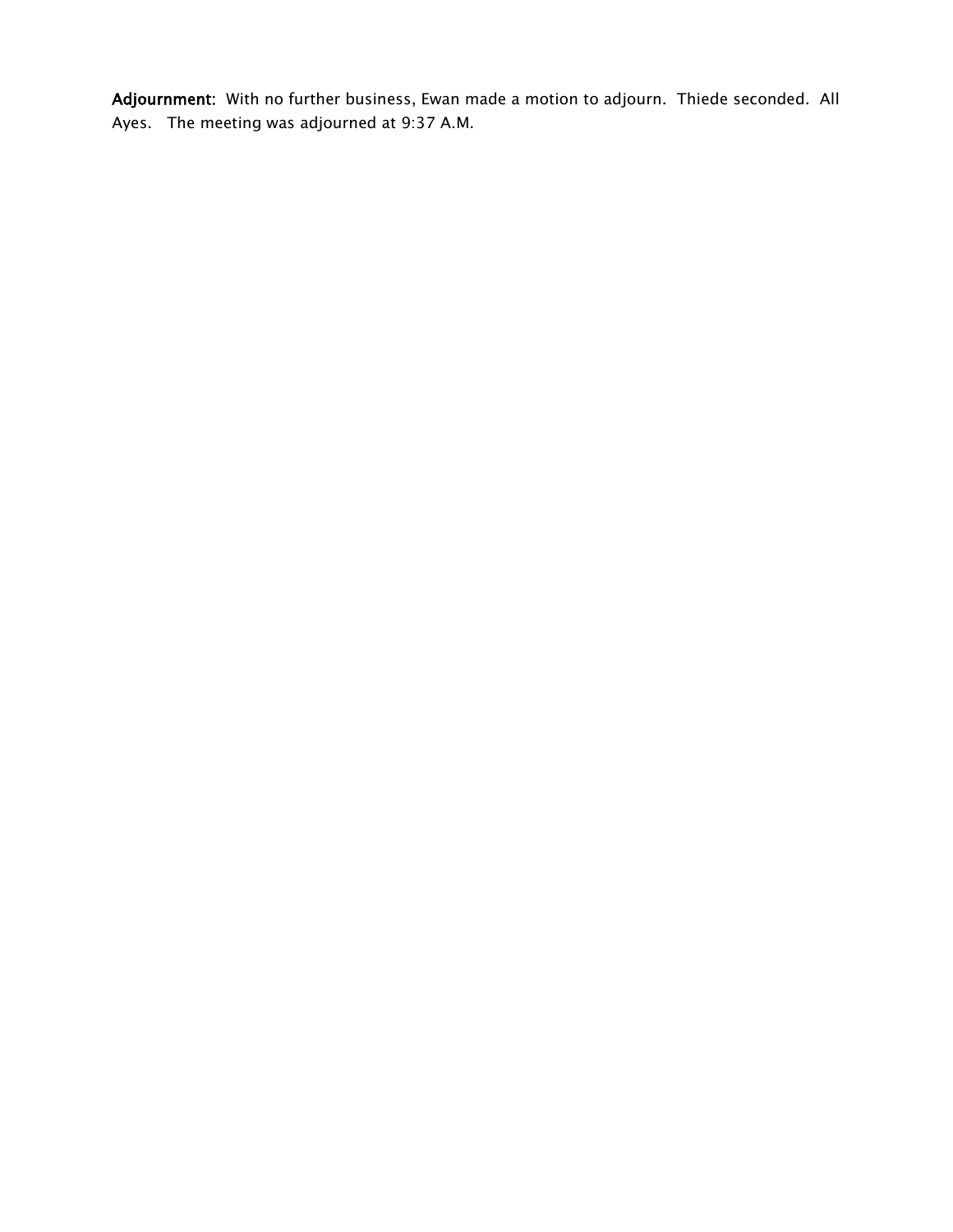**Adjournment:** With no further business, Ewan made a motion to adjourn. Thiede seconded. All Ayes. The meeting was adjourned at 9:37 A.M.